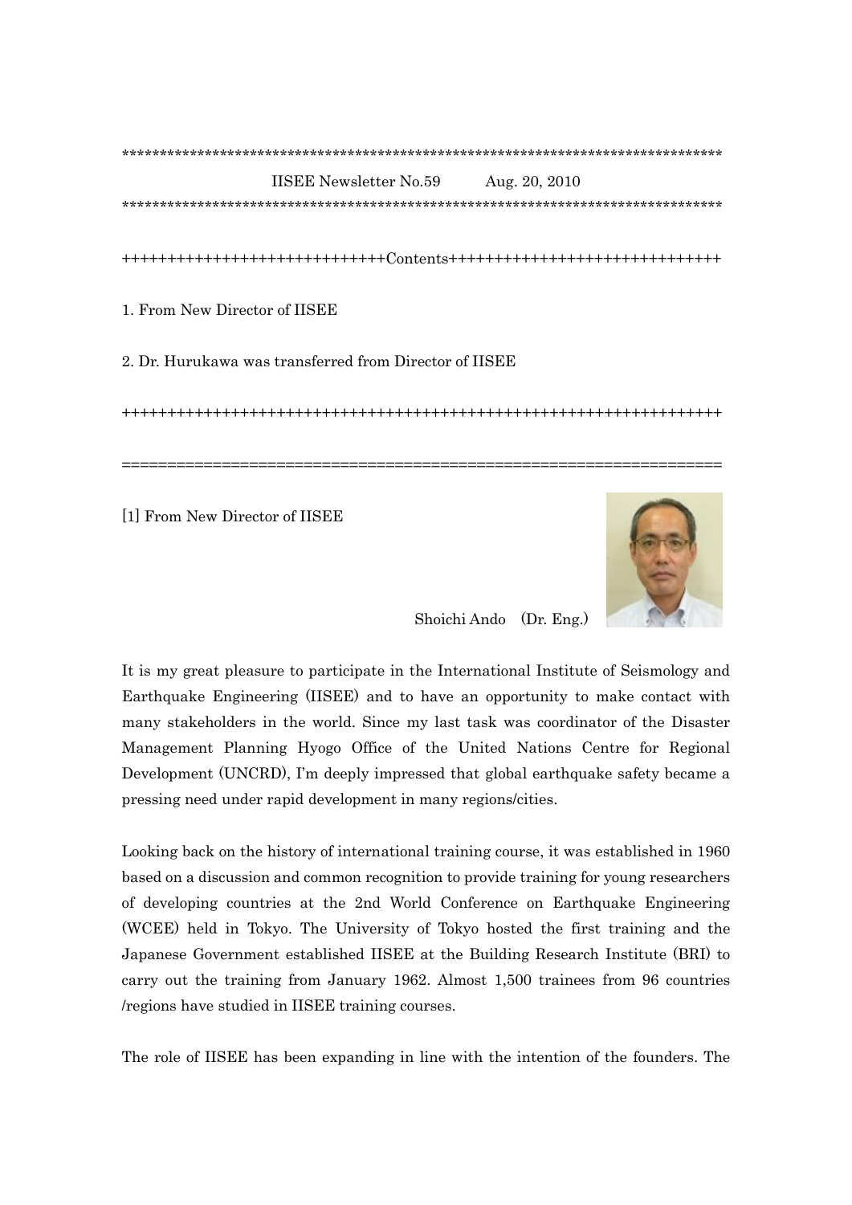***********************************************************************************

IISEE Newsletter No.59 Aug. 20, 2010

***********************************************************************************

+++++++++++++++++++++++++++++Contents+++++++++++++++++++++++++++++

1. From New Director of IISEE

2. Dr. Hurukawa was transferred from Director of IISEE

++++++++++++++++++++++++++++++++++++++++++++++++++++++++++++++++++

==================================================================

[1] From New Director of IISEE

Shoichi Ando (Dr. Eng.)

It is my great pleasure to participate in the International Institute of Seismology and Earthquake Engineering (IISEE) and to have an opportunity to make contact with many stakeholders in the world. Since my last task was coordinator of the Disaster Management Planning Hyogo Office of the United Nations Centre for Regional Development (UNCRD), I'm deeply impressed that global earthquake safety became a pressing need under rapid development in many regions/cities.

Looking back on the history of international training course, it was established in 1960 based on a discussion and common recognition to provide training for young researchers of developing countries at the 2nd World Conference on Earthquake Engineering (WCEE) held in Tokyo. The University of Tokyo hosted the first training and the Japanese Government established IISEE at the Building Research Institute (BRI) to carry out the training from January 1962. Almost 1,500 trainees from 96 countries /regions have studied in IISEE training courses.

The role of IISEE has been expanding in line with the intention of the founders. The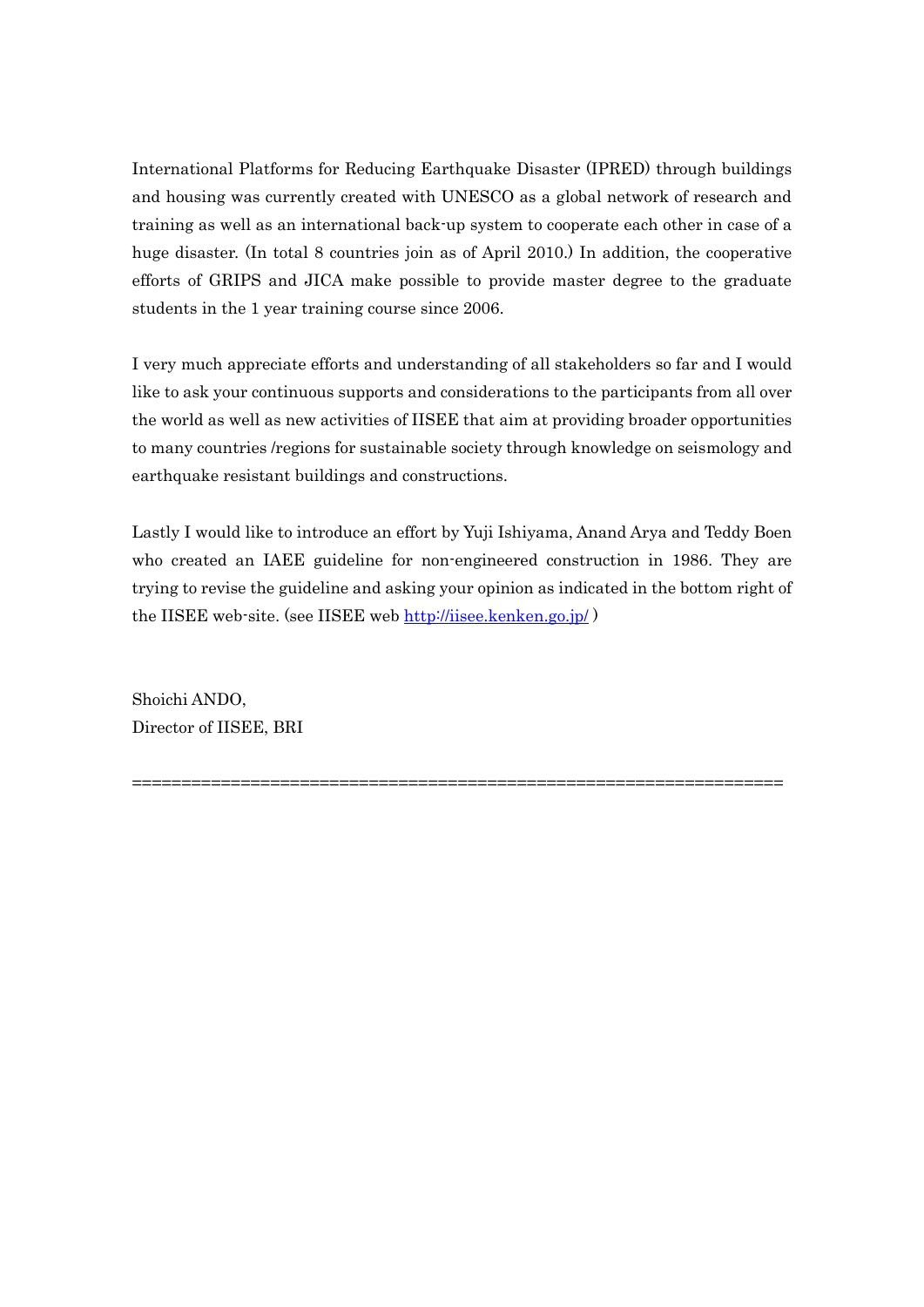International Platforms for Reducing Earthquake Disaster (IPRED) through buildings and housing was currently created with UNESCO as a global network of research and training as well as an international back-up system to cooperate each other in case of a huge disaster. (In total 8 countries join as of April 2010.) In addition, the cooperative efforts of GRIPS and JICA make possible to provide master degree to the graduate students in the 1 year training course since 2006.

I very much appreciate efforts and understanding of all stakeholders so far and I would like to ask your continuous supports and considerations to the participants from all over the world as well as new activities of IISEE that aim at providing broader opportunities to many countries /regions for sustainable society through knowledge on seismology and earthquake resistant buildings and constructions.

Lastly I would like to introduce an effort by Yuji Ishiyama, Anand Arya and Teddy Boen who created an IAEE guideline for non-engineered construction in 1986. They are trying to revise the guideline and asking your opinion as indicated in the bottom right of the IISEE web-site. (see IISEE web http://iisee.kenken.go.jp/ )

Shoichi ANDO,  
Director of IISEE, BRI

====================================================================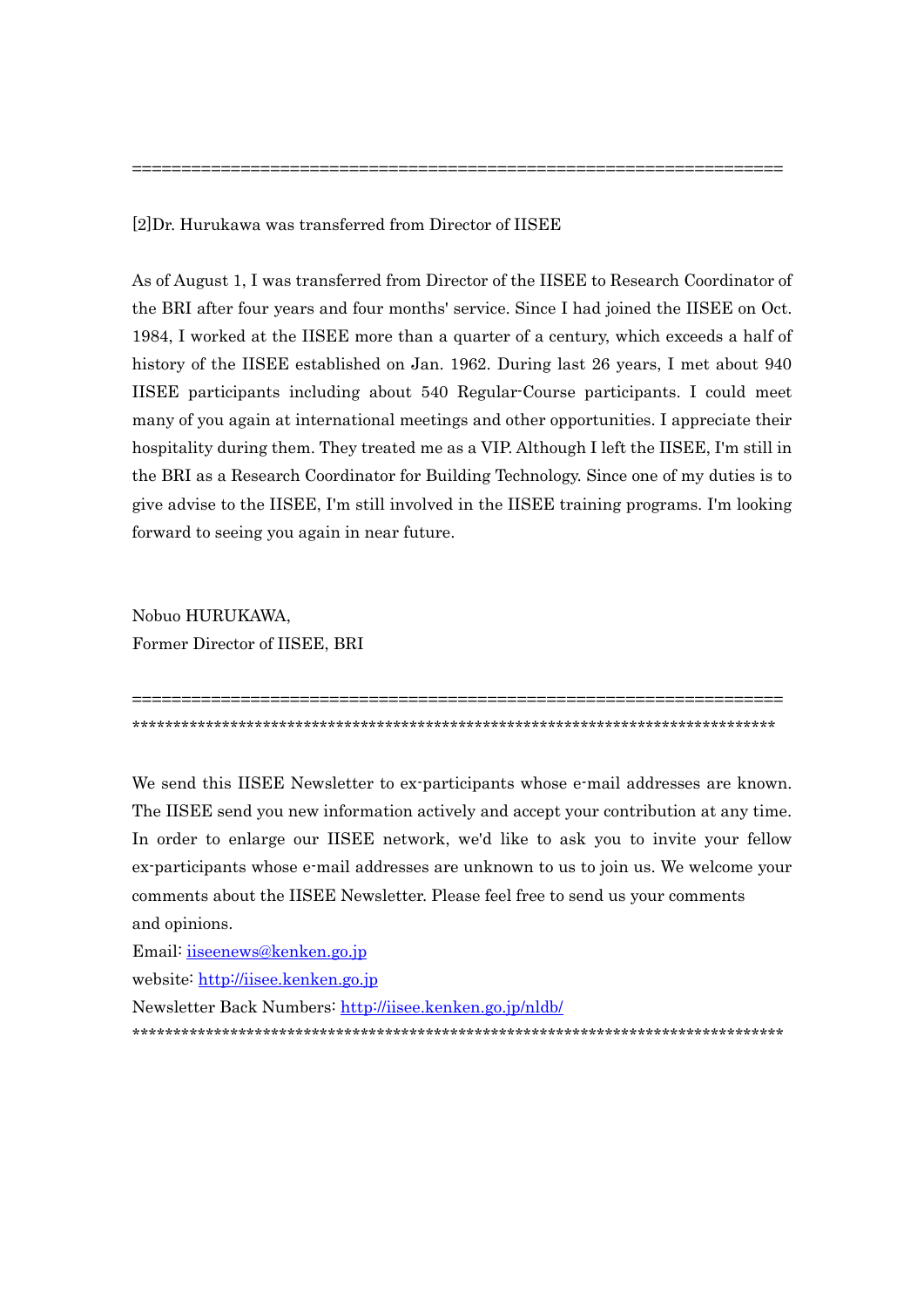====================================================================

[2]Dr. Hurukawa was transferred from Director of IISEE

As of August 1, I was transferred from Director of the IISEE to Research Coordinator of the BRI after four years and four months' service. Since I had joined the IISEE on Oct. 1984, I worked at the IISEE more than a quarter of a century, which exceeds a half of history of the IISEE established on Jan. 1962. During last 26 years, I met about 940 IISEE participants including about 540 Regular-Course participants. I could meet many of you again at international meetings and other opportunities. I appreciate their hospitality during them. They treated me as a VIP. Although I left the IISEE, I'm still in the BRI as a Research Coordinator for Building Technology. Since one of my duties is to give advise to the IISEE, I'm still involved in the IISEE training programs. I'm looking forward to seeing you again in near future.

Nobuo HURUKAWA,
Former Director of IISEE, BRI

====================================================================
******************************************************************************

We send this IISEE Newsletter to ex-participants whose e-mail addresses are known. The IISEE send you new information actively and accept your contribution at any time. In order to enlarge our IISEE network, we'd like to ask you to invite your fellow ex-participants whose e-mail addresses are unknown to us to join us. We welcome your comments about the IISEE Newsletter. Please feel free to send us your comments and opinions.

Email: iiseenews@kenken.go.jp
website: http://iisee.kenken.go.jp
Newsletter Back Numbers: http://iisee.kenken.go.jp/nldb/
******************************************************************************